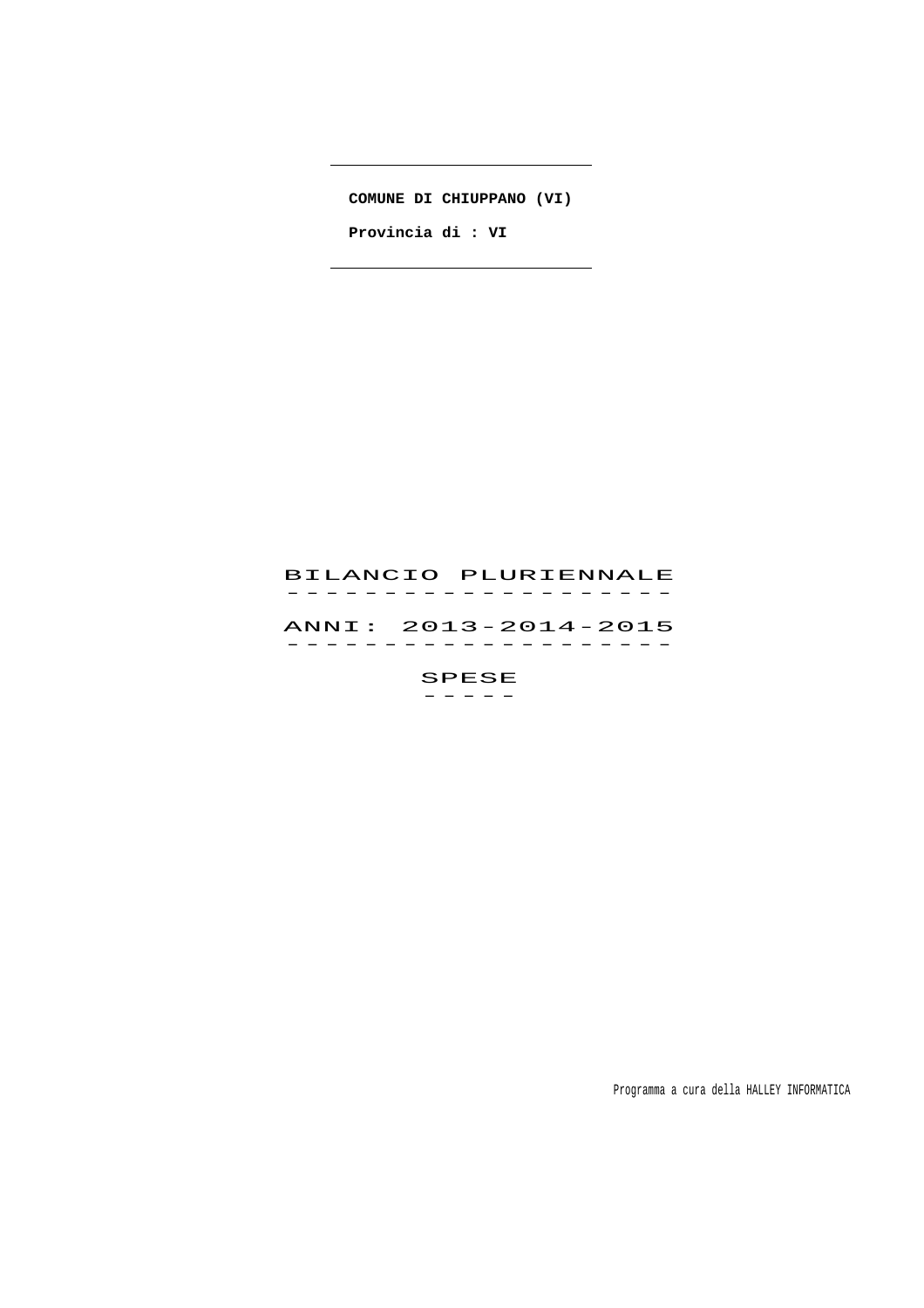**COMUNE DI CHIUPPANO (VI)**

**Provincia di : VI**

# BILANCIO PLURIENNALE

## ANNI: 2013-2014-2015

## SPESE

Programma a cura della HALLEY INFORMATICA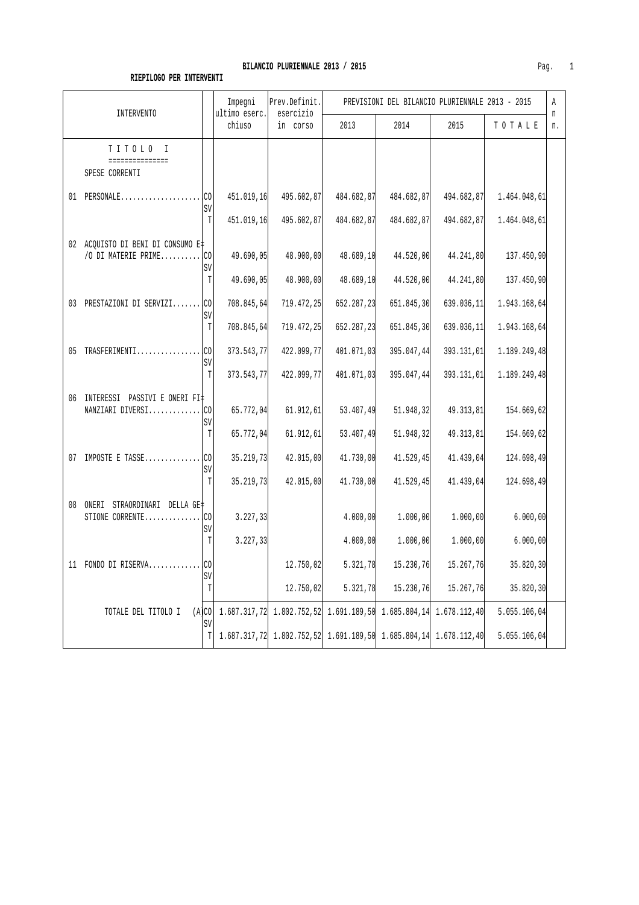**BILANCIO PLURIENNALE 2013 / 2015**

**RIEPILOGO PER INTERVENTI**

| INTERVENTO | | Impegni ultimo eserc. chiuso | Prev.Definit. esercizio in corso | PREVISIONI DEL BILANCIO PLURIENNALE 2013 - 2015 | | | | An n. |
|---|---|---|---|---|---|---|---|---|
| | | | | 2013 | 2014 | 2015 | T O T A L E | |
| T I T O L O I<br>===============<br>SPESE CORRENTI | | | | | | | | |
| 01 PERSONALE.................... | CO | 451.019,16 | 495.602,87 | 484.682,87 | 484.682,87 | 494.682,87 | 1.464.048,61 | |
| | SV | | | | | | | |
| | T | 451.019,16 | 495.602,87 | 484.682,87 | 484.682,87 | 494.682,87 | 1.464.048,61 | |
| 02 ACQUISTO DI BENI DI CONSUMO E= /O DI MATERIE PRIME.......... | CO | 49.690,05 | 48.900,00 | 48.689,10 | 44.520,00 | 44.241,80 | 137.450,90 | |
| | SV | | | | | | | |
| | T | 49.690,05 | 48.900,00 | 48.689,10 | 44.520,00 | 44.241,80 | 137.450,90 | |
| 03 PRESTAZIONI DI SERVIZI....... | CO | 708.845,64 | 719.472,25 | 652.287,23 | 651.845,30 | 639.036,11 | 1.943.168,64 | |
| | SV | | | | | | | |
| | T | 708.845,64 | 719.472,25 | 652.287,23 | 651.845,30 | 639.036,11 | 1.943.168,64 | |
| 05 TRASFERIMENTI................ | CO | 373.543,77 | 422.099,77 | 401.071,03 | 395.047,44 | 393.131,01 | 1.189.249,48 | |
| | SV | | | | | | | |
| | T | 373.543,77 | 422.099,77 | 401.071,03 | 395.047,44 | 393.131,01 | 1.189.249,48 | |
| 06 INTERESSI PASSIVI E ONERI FI= NANZIARI DIVERSI............. | CO | 65.772,04 | 61.912,61 | 53.407,49 | 51.948,32 | 49.313,81 | 154.669,62 | |
| | SV | | | | | | | |
| | T | 65.772,04 | 61.912,61 | 53.407,49 | 51.948,32 | 49.313,81 | 154.669,62 | |
| 07 IMPOSTE E TASSE.............. | CO | 35.219,73 | 42.015,00 | 41.730,00 | 41.529,45 | 41.439,04 | 124.698,49 | |
| | SV | | | | | | | |
| | T | 35.219,73 | 42.015,00 | 41.730,00 | 41.529,45 | 41.439,04 | 124.698,49 | |
| 08 ONERI STRAORDINARI DELLA GE= STIONE CORRENTE.............. | CO | 3.227,33 | | 4.000,00 | 1.000,00 | 1.000,00 | 6.000,00 | |
| | SV | | | | | | | |
| | T | 3.227,33 | | 4.000,00 | 1.000,00 | 1.000,00 | 6.000,00 | |
| 11 FONDO DI RISERVA............. | CO | | 12.750,02 | 5.321,78 | 15.230,76 | 15.267,76 | 35.820,30 | |
| | SV | | | | | | | |
| | T | | 12.750,02 | 5.321,78 | 15.230,76 | 15.267,76 | 35.820,30 | |
| TOTALE DEL TITOLO I (A | CO | 1.687.317,72 | 1.802.752,52 | 1.691.189,50 | 1.685.804,14 | 1.678.112,40 | 5.055.106,04 | |
| | SV | | | | | | | |
| | T | 1.687.317,72 | 1.802.752,52 | 1.691.189,50 | 1.685.804,14 | 1.678.112,40 | 5.055.106,04 | |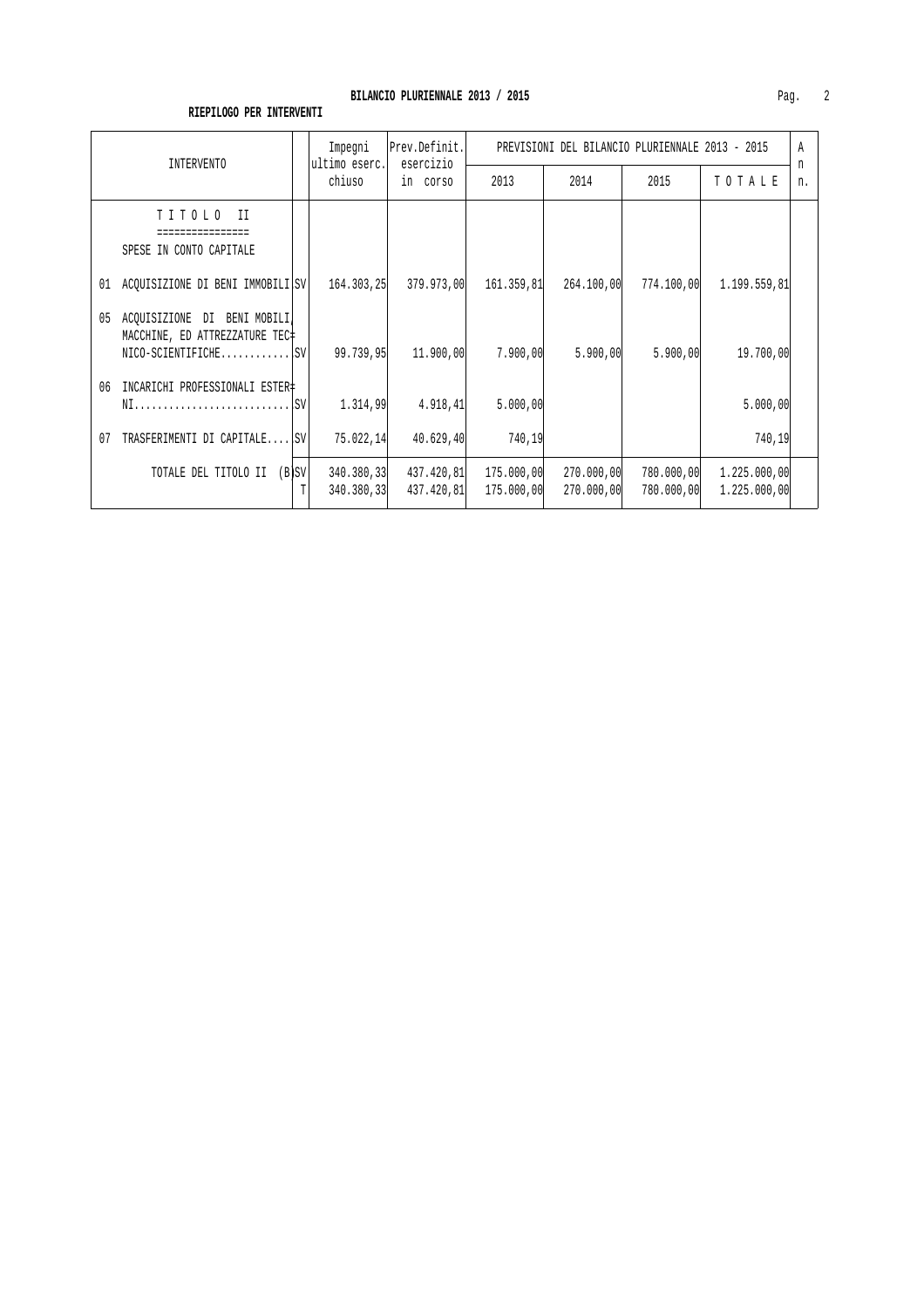## BILANCIO PLURIENNALE 2013 / 2015

**RIEPILOGO PER INTERVENTI**

| INTERVENTO | | Impegni ultimo eserc. chiuso | Prev.Definit. esercizio in corso | PREVISIONI DEL BILANCIO PLURIENNALE 2013 - 2015 2013 | 2014 | 2015 | TOTALE | Ann. |
|---|---|---|---|---|---|---|---|---|
| TITOLO II<br>================<br>SPESE IN CONTO CAPITALE | | | | | | | | |
| 01 ACQUISIZIONE DI BENI IMMOBILI | SV | 164.303,25 | 379.973,00 | 161.359,81 | 264.100,00 | 774.100,00 | 1.199.559,81 | |
| 05 ACQUISIZIONE DI BENI MOBILI, MACCHINE, ED ATTREZZATURE TECNICO-SCIENTIFICHE............ | SV | 99.739,95 | 11.900,00 | 7.900,00 | 5.900,00 | 5.900,00 | 19.700,00 | |
| 06 INCARICHI PROFESSIONALI ESTERNI........................... | SV | 1.314,99 | 4.918,41 | 5.000,00 | | | 5.000,00 | |
| 07 TRASFERIMENTI DI CAPITALE.... | SV | 75.022,14 | 40.629,40 | 740,19 | | | 740,19 | |
| TOTALE DEL TITOLO II (B) | SV | 340.380,33 | 437.420,81 | 175.000,00 | 270.000,00 | 780.000,00 | 1.225.000,00 | |
| | T | 340.380,33 | 437.420,81 | 175.000,00 | 270.000,00 | 780.000,00 | 1.225.000,00 | |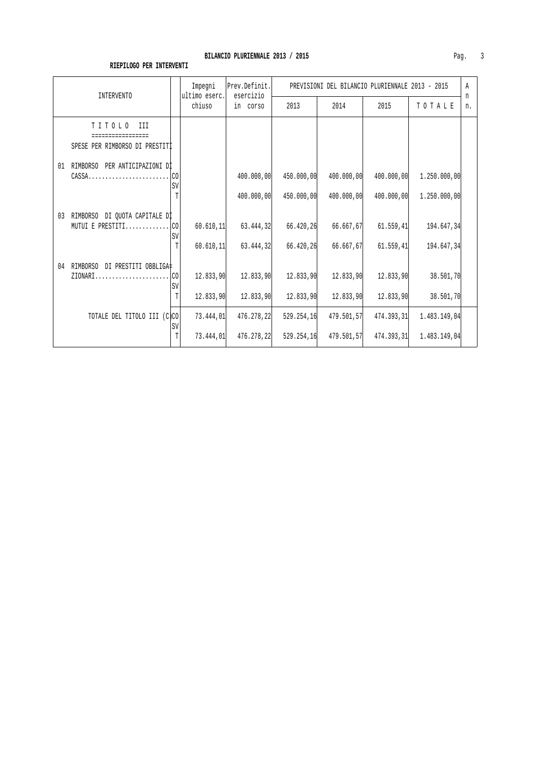**BILANCIO PLURIENNALE 2013 / 2015**

**RIEPILOGO PER INTERVENTI**

| INTERVENTO | | Impegni ultimo eserc. chiuso | Prev.Definit. esercizio in corso | PREVISIONI DEL BILANCIO PLURIENNALE 2013 - 2015 | | | | A n n. |
|---|---|---|---|---|---|---|---|---|
| | | | | 2013 | 2014 | 2015 | T O T A L E | |
| T I T O L O III ================= SPESE PER RIMBORSO DI PRESTITI | | | | | | | | |
| 01 RIMBORSO PER ANTICIPAZIONI DI CASSA........................ | CO | | 400.000,00 | 450.000,00 | 400.000,00 | 400.000,00 | 1.250.000,00 | |
| | SV | | | | | | | |
| | T | | 400.000,00 | 450.000,00 | 400.000,00 | 400.000,00 | 1.250.000,00 | |
| 03 RIMBORSO DI QUOTA CAPITALE DI MUTUI E PRESTITI............. | CO | 60.610,11 | 63.444,32 | 66.420,26 | 66.667,67 | 61.559,41 | 194.647,34 | |
| | SV | | | | | | | |
| | T | 60.610,11 | 63.444,32 | 66.420,26 | 66.667,67 | 61.559,41 | 194.647,34 | |
| 04 RIMBORSO DI PRESTITI OBBLIGA= ZIONARI...................... | CO | 12.833,90 | 12.833,90 | 12.833,90 | 12.833,90 | 12.833,90 | 38.501,70 | |
| | SV | | | | | | | |
| | T | 12.833,90 | 12.833,90 | 12.833,90 | 12.833,90 | 12.833,90 | 38.501,70 | |
| TOTALE DEL TITOLO III (C | CO | 73.444,01 | 476.278,22 | 529.254,16 | 479.501,57 | 474.393,31 | 1.483.149,04 | |
| | SV | | | | | | | |
| | T | 73.444,01 | 476.278,22 | 529.254,16 | 479.501,57 | 474.393,31 | 1.483.149,04 | |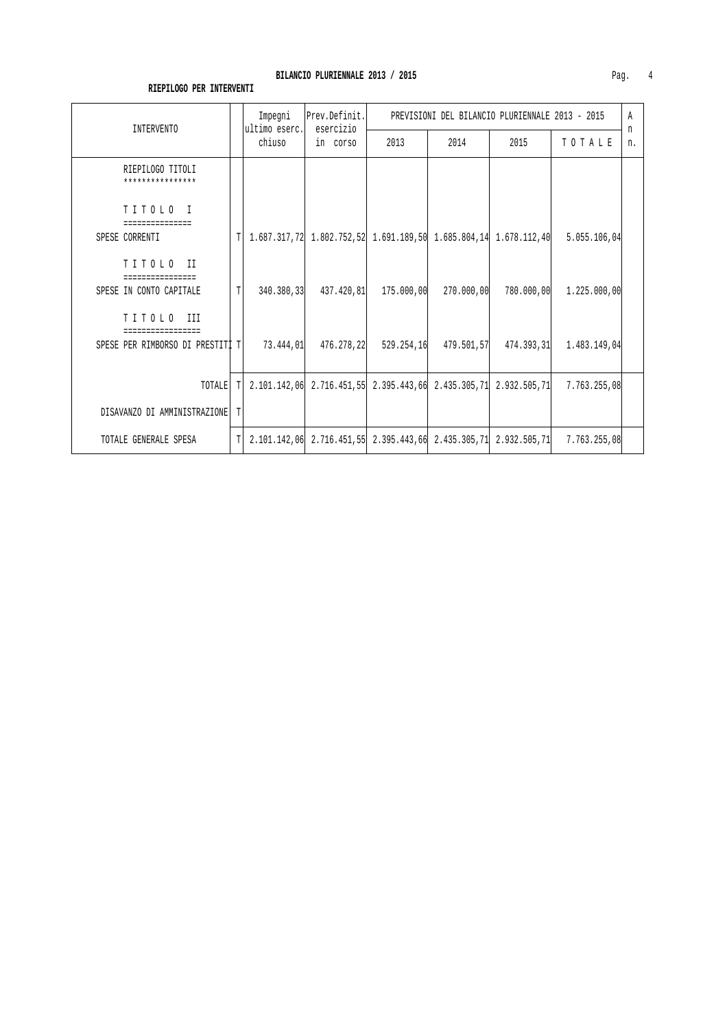**BILANCIO PLURIENNALE 2013 / 2015**

**RIEPILOGO PER INTERVENTI**

| INTERVENTO | | Impegni ultimo eserc. chiuso | Prev.Definit. esercizio in corso | PREVISIONI DEL BILANCIO PLURIENNALE 2013 - 2015 | | | | A n n. |
|---|---|---|---|---|---|---|---|---|
| | | | | 2013 | 2014 | 2015 | T O T A L E | |
| RIEPILOGO TITOLI<br>**************** | | | | | | | | |
| T I T O L O  I<br>=============== | | | | | | | | |
| SPESE CORRENTI | T | 1.687.317,72 | 1.802.752,52 | 1.691.189,50 | 1.685.804,14 | 1.678.112,40 | 5.055.106,04 | |
| T I T O L O  II<br>================ | | | | | | | | |
| SPESE IN CONTO CAPITALE | T | 340.380,33 | 437.420,81 | 175.000,00 | 270.000,00 | 780.000,00 | 1.225.000,00 | |
| T I T O L O  III<br>================= | | | | | | | | |
| SPESE PER RIMBORSO DI PRESTITI | T | 73.444,01 | 476.278,22 | 529.254,16 | 479.501,57 | 474.393,31 | 1.483.149,04 | |
| TOTALE | T | 2.101.142,06 | 2.716.451,55 | 2.395.443,66 | 2.435.305,71 | 2.932.505,71 | 7.763.255,08 | |
| DISAVANZO DI AMMINISTRAZIONE | T | | | | | | | |
| TOTALE GENERALE SPESA | T | 2.101.142,06 | 2.716.451,55 | 2.395.443,66 | 2.435.305,71 | 2.932.505,71 | 7.763.255,08 | |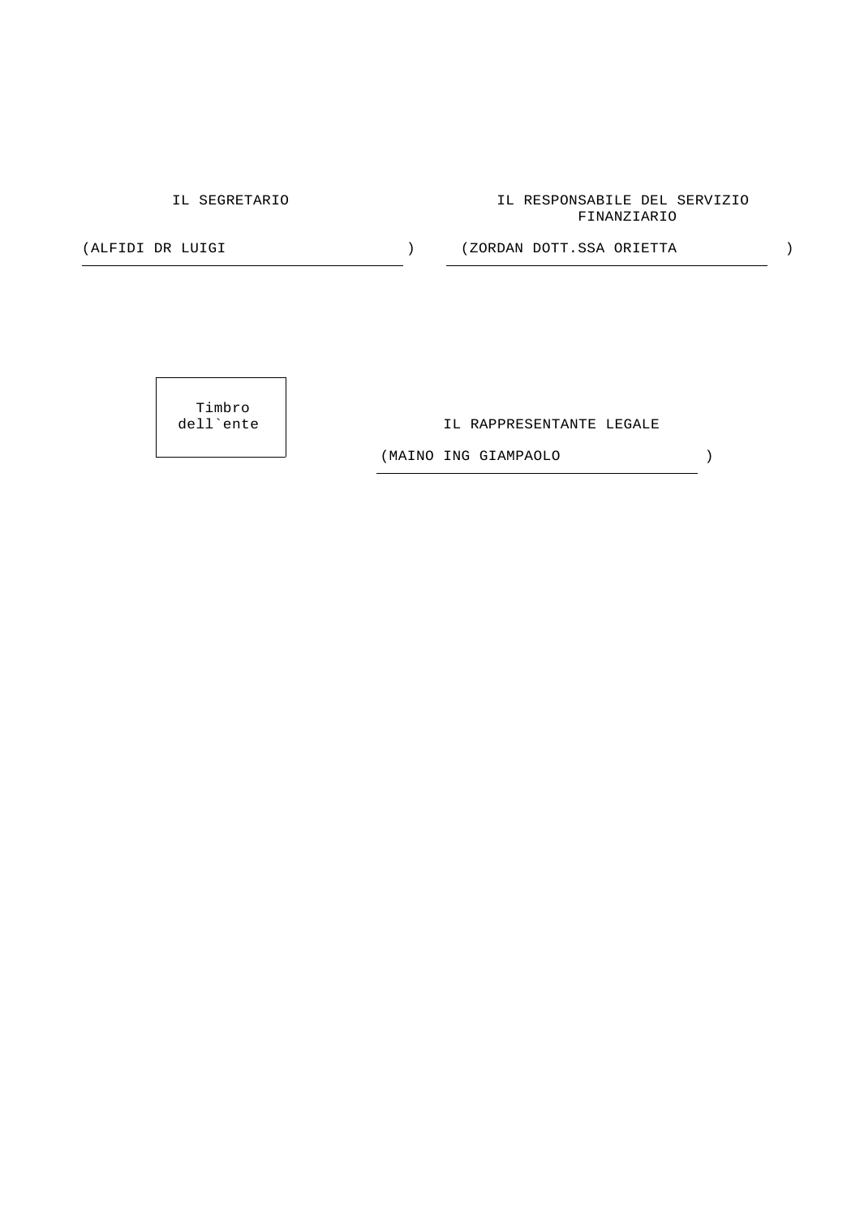IL SEGRETARIO

(ALFIDI DR LUIGI )

IL RESPONSABILE DEL SERVIZIO FINANZIARIO

(ZORDAN DOTT.SSA ORIETTA )

Timbro dell`ente

IL RAPPRESENTANTE LEGALE

(MAINO ING GIAMPAOLO )